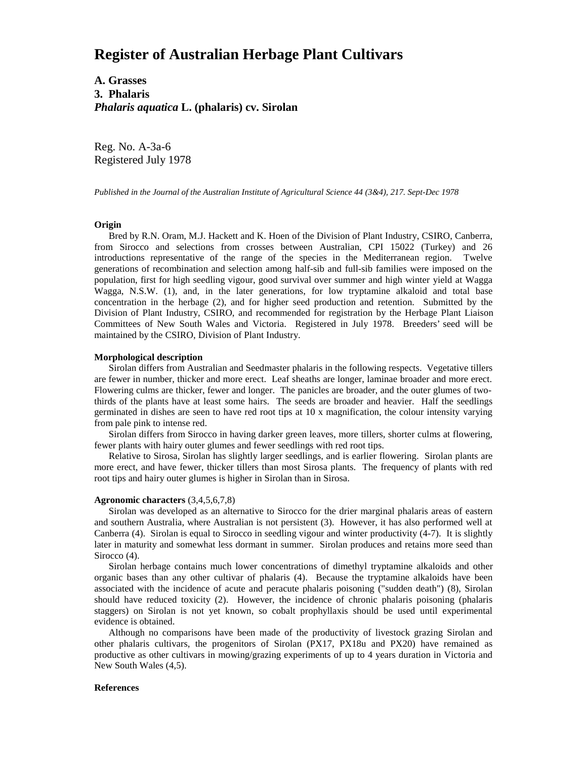# Register of Australian Herbage Plant Cultivars

**A. Grasses**
**3. Phalaris**
***Phalaris aquatica* L. (phalaris) cv. Sirolan**

Reg. No. A-3a-6
Registered July 1978

*Published in the Journal of the Australian Institute of Agricultural Science 44 (3&4), 217. Sept-Dec 1978*

**Origin**

Bred by R.N. Oram, M.J. Hackett and K. Hoen of the Division of Plant Industry, CSIRO, Canberra, from Sirocco and selections from crosses between Australian, CPI 15022 (Turkey) and 26 introductions representative of the range of the species in the Mediterranean region. Twelve generations of recombination and selection among half-sib and full-sib families were imposed on the population, first for high seedling vigour, good survival over summer and high winter yield at Wagga Wagga, N.S.W. (1), and, in the later generations, for low tryptamine alkaloid and total base concentration in the herbage (2), and for higher seed production and retention. Submitted by the Division of Plant Industry, CSIRO, and recommended for registration by the Herbage Plant Liaison Committees of New South Wales and Victoria. Registered in July 1978. Breeders' seed will be maintained by the CSIRO, Division of Plant Industry.

**Morphological description**

Sirolan differs from Australian and Seedmaster phalaris in the following respects. Vegetative tillers are fewer in number, thicker and more erect. Leaf sheaths are longer, laminae broader and more erect. Flowering culms are thicker, fewer and longer. The panicles are broader, and the outer glumes of two-thirds of the plants have at least some hairs. The seeds are broader and heavier. Half the seedlings germinated in dishes are seen to have red root tips at 10 x magnification, the colour intensity varying from pale pink to intense red.

Sirolan differs from Sirocco in having darker green leaves, more tillers, shorter culms at flowering, fewer plants with hairy outer glumes and fewer seedlings with red root tips.

Relative to Sirosa, Sirolan has slightly larger seedlings, and is earlier flowering. Sirolan plants are more erect, and have fewer, thicker tillers than most Sirosa plants. The frequency of plants with red root tips and hairy outer glumes is higher in Sirolan than in Sirosa.

**Agronomic characters** (3,4,5,6,7,8)

Sirolan was developed as an alternative to Sirocco for the drier marginal phalaris areas of eastern and southern Australia, where Australian is not persistent (3). However, it has also performed well at Canberra (4). Sirolan is equal to Sirocco in seedling vigour and winter productivity (4-7). It is slightly later in maturity and somewhat less dormant in summer. Sirolan produces and retains more seed than Sirocco (4).

Sirolan herbage contains much lower concentrations of dimethyl tryptamine alkaloids and other organic bases than any other cultivar of phalaris (4). Because the tryptamine alkaloids have been associated with the incidence of acute and peracute phalaris poisoning ("sudden death") (8), Sirolan should have reduced toxicity (2). However, the incidence of chronic phalaris poisoning (phalaris staggers) on Sirolan is not yet known, so cobalt prophylaxis should be used until experimental evidence is obtained.

Although no comparisons have been made of the productivity of livestock grazing Sirolan and other phalaris cultivars, the progenitors of Sirolan (PX17, PX18u and PX20) have remained as productive as other cultivars in mowing/grazing experiments of up to 4 years duration in Victoria and New South Wales (4,5).

**References**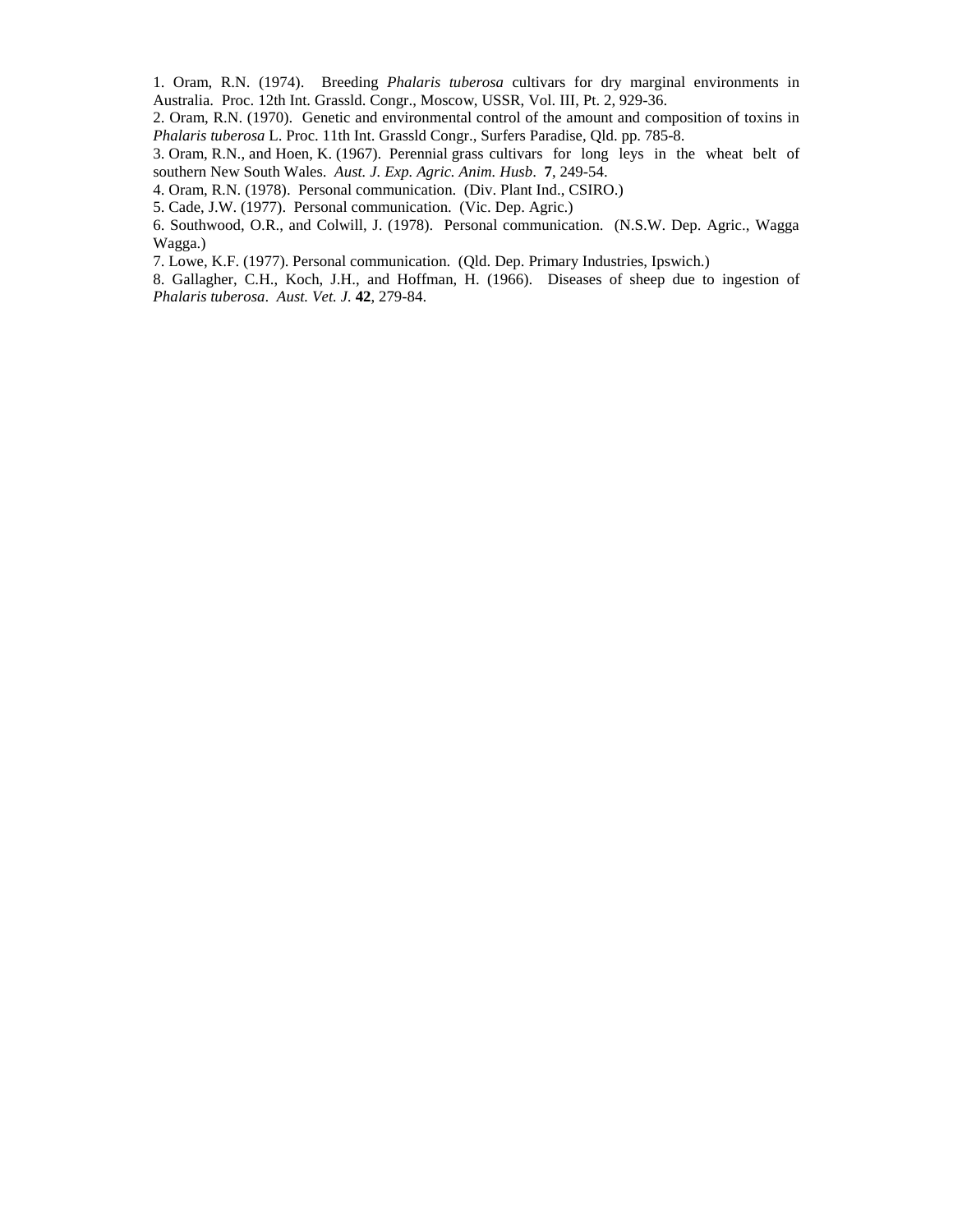1. Oram, R.N. (1974). Breeding *Phalaris tuberosa* cultivars for dry marginal environments in Australia. Proc. 12th Int. Grassld. Congr., Moscow, USSR, Vol. III, Pt. 2, 929-36.

2. Oram, R.N. (1970). Genetic and environmental control of the amount and composition of toxins in *Phalaris tuberosa* L. Proc. 11th Int. Grassld Congr., Surfers Paradise, Qld. pp. 785-8.

3. Oram, R.N., and Hoen, K. (1967). Perennial grass cultivars for long leys in the wheat belt of southern New South Wales. *Aust. J. Exp. Agric. Anim. Husb*. **7**, 249-54.

4. Oram, R.N. (1978). Personal communication. (Div. Plant Ind., CSIRO.)

5. Cade, J.W. (1977). Personal communication. (Vic. Dep. Agric.)

6. Southwood, O.R., and Colwill, J. (1978). Personal communication. (N.S.W. Dep. Agric., Wagga Wagga.)

7. Lowe, K.F. (1977). Personal communication. (Qld. Dep. Primary Industries, Ipswich.)

8. Gallagher, C.H., Koch, J.H., and Hoffman, H. (1966). Diseases of sheep due to ingestion of *Phalaris tuberosa*. *Aust. Vet. J*. **42**, 279-84.